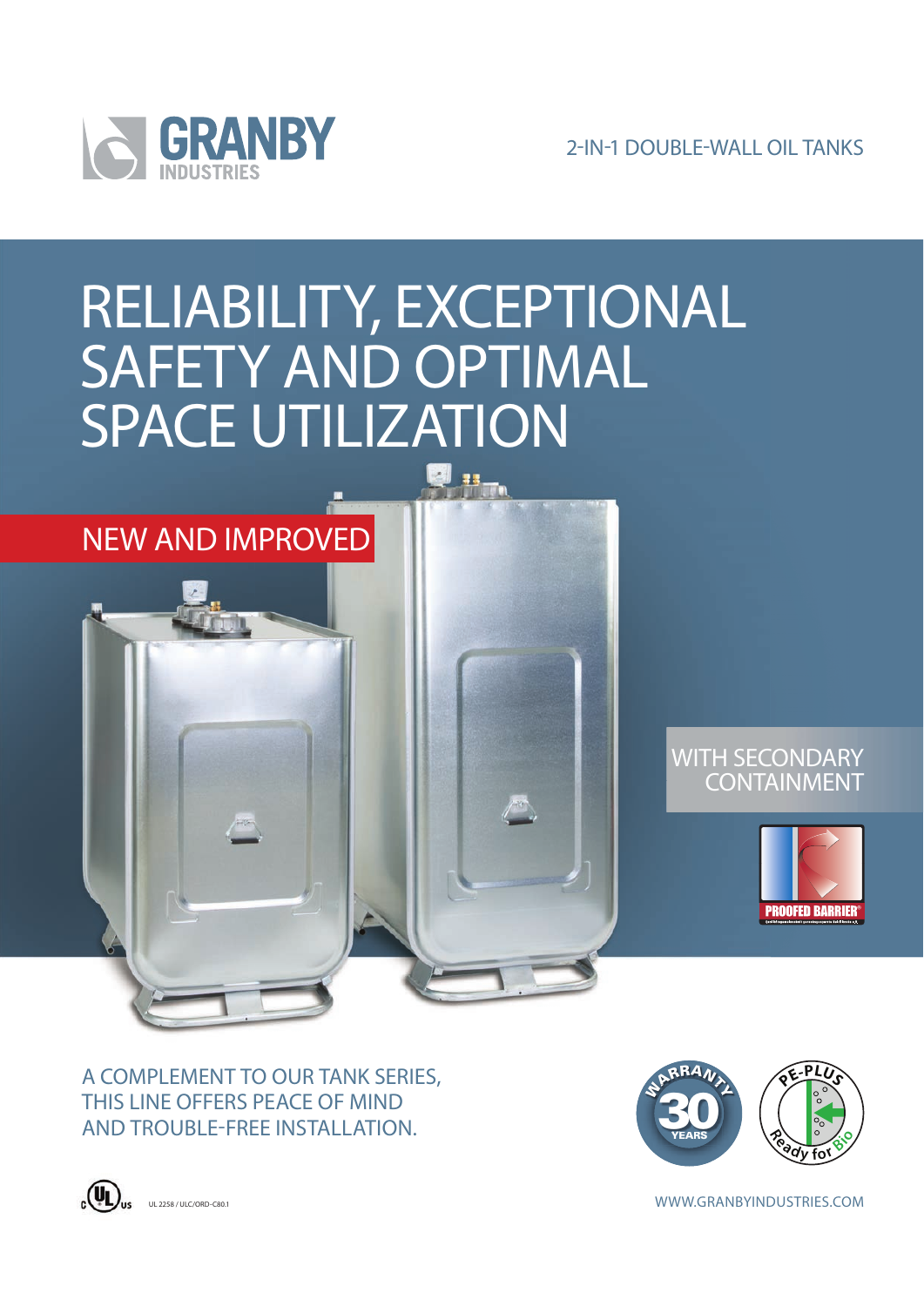GRANBY INDUSTRIES

2-IN-1 DOUBLE-WALL OIL TANKS

# RELIABILITY, EXCEPTIONAL SAFETY AND OPTIMAL SPACE UTILIZATION

NEW AND IMPROVED

WITH SECONDARY CONTAINMENT

PROOFED BARRIER®

A COMPLEMENT TO OUR TANK SERIES, THIS LINE OFFERS PEACE OF MIND AND TROUBLE-FREE INSTALLATION.

WARRANTY 30 YEARS

PE-PLUS Ready for Bio

UL 2258 / ULC/ORD-C80.1

WWW.GRANBYINDUSTRIES.COM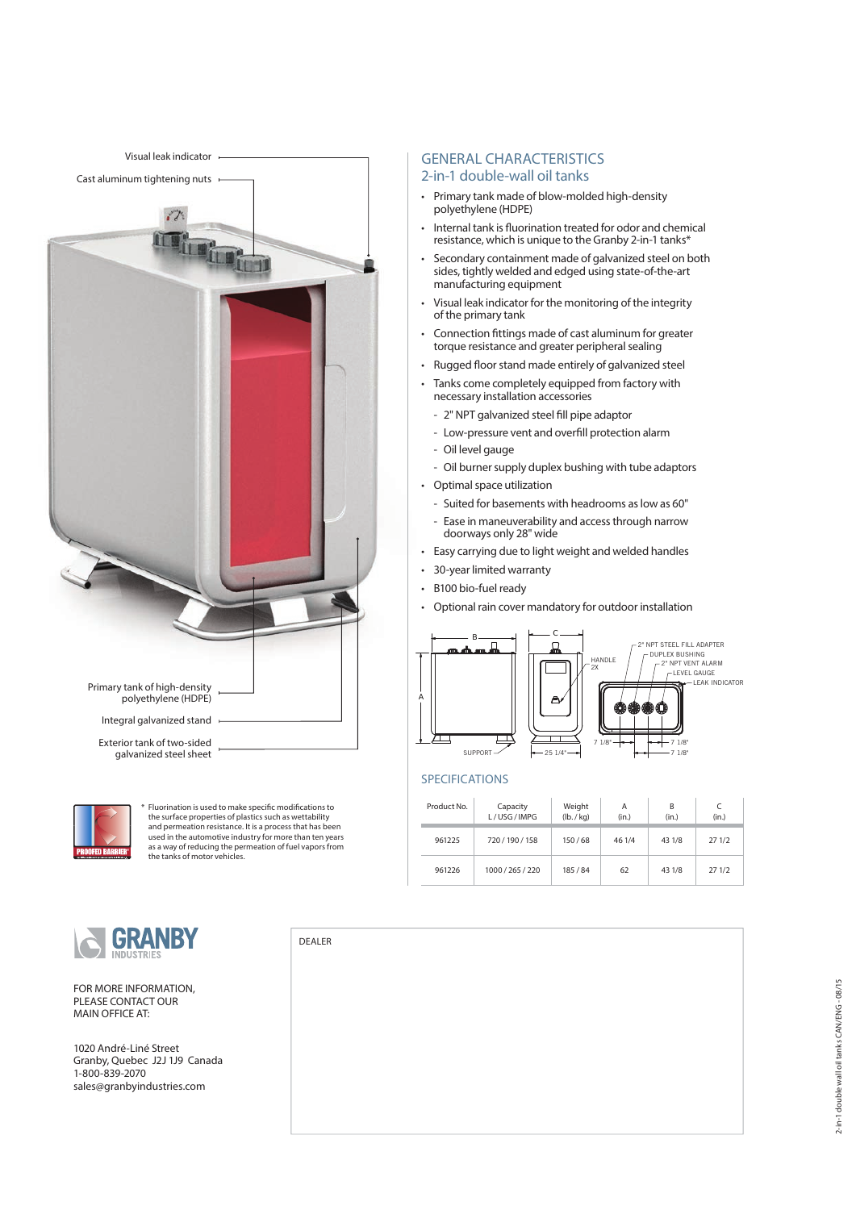Visual leak indicator

Cast aluminum tightening nuts

Primary tank of high-density polyethylene (HDPE)

Integral galvanized stand

Exterior tank of two-sided galvanized steel sheet

## GENERAL CHARACTERISTICS

### 2-in-1 double-wall oil tanks

- Primary tank made of blow-molded high-density polyethylene (HDPE)
- Internal tank is fluorination treated for odor and chemical resistance, which is unique to the Granby 2-in-1 tanks*
- Secondary containment made of galvanized steel on both sides, tightly welded and edged using state-of-the-art manufacturing equipment
- Visual leak indicator for the monitoring of the integrity of the primary tank
- Connection fittings made of cast aluminum for greater torque resistance and greater peripheral sealing
- Rugged floor stand made entirely of galvanized steel
- Tanks come completely equipped from factory with necessary installation accessories
  - 2" NPT galvanized steel fill pipe adaptor
  - Low-pressure vent and overfill protection alarm
  - Oil level gauge
  - Oil burner supply duplex bushing with tube adaptors
- Optimal space utilization
  - Suited for basements with headrooms as low as 60"
  - Ease in maneuverability and access through narrow doorways only 28" wide
- Easy carrying due to light weight and welded handles
- 30-year limited warranty
- B100 bio-fuel ready
- Optional rain cover mandatory for outdoor installation

B
C
A
HANDLE 2X
SUPPORT
25 1/4"
2" NPT STEEL FILL ADAPTER
DUPLEX BUSHING
2" NPT VENT ALARM
LEVEL GAUGE
LEAK INDICATOR
7 1/8"
7 1/8"
7 1/8"

## SPECIFICATIONS

| Product No. | Capacity L / USG / IMPG | Weight (lb. / kg) | A (in.) | B (in.) | C (in.) |
|---|---|---|---|---|---|
| 961225 | 720 / 190 / 158 | 150 / 68 | 46 1/4 | 43 1/8 | 27 1/2 |
| 961226 | 1000 / 265 / 220 | 185 / 84 | 62 | 43 1/8 | 27 1/2 |

PROOFED BARRIER

* Fluorination is used to make specific modifications to the surface properties of plastics such as wettability and permeation resistance. It is a process that has been used in the automotive industry for more than ten years as a way of reducing the permeation of fuel vapors from the tanks of motor vehicles.

GRANBY INDUSTRIES

FOR MORE INFORMATION, PLEASE CONTACT OUR MAIN OFFICE AT:

1020 André-Liné Street
Granby, Quebec J2J 1J9 Canada
1-800-839-2070
sales@granbyindustries.com

DEALER

2-in-1 double wall oil tanks CAN/ENG - 08/15